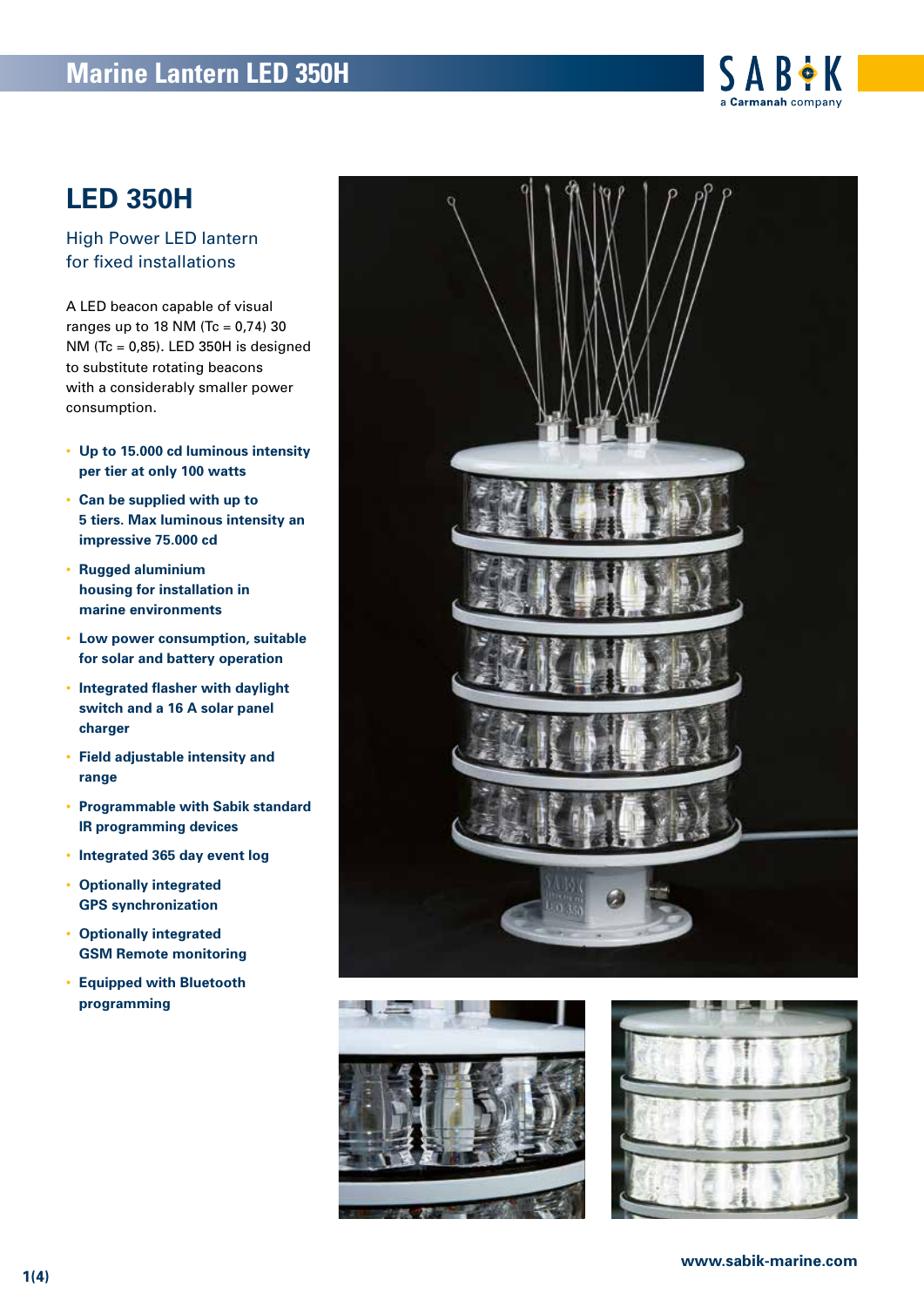# Marine Lantern LED 350H

## LED 350H

### High Power LED lantern for fixed installations

A LED beacon capable of visual ranges up to 18 NM (Tc = 0,74) 30 NM (Tc = 0,85). LED 350H is designed to substitute rotating beacons with a considerably smaller power consumption.

- **Up to 15.000 cd luminous intensity per tier at only 100 watts**
- **Can be supplied with up to 5 tiers. Max luminous intensity an impressive 75.000 cd**
- **Rugged aluminium housing for installation in marine environments**
- **Low power consumption, suitable for solar and battery operation**
- **Integrated flasher with daylight switch and a 16 A solar panel charger**
- **Field adjustable intensity and range**
- **Programmable with Sabik standard IR programming devices**
- **Integrated 365 day event log**
- **Optionally integrated GPS synchronization**
- **Optionally integrated GSM Remote monitoring**
- **Equipped with Bluetooth programming**

www.sabik-marine.com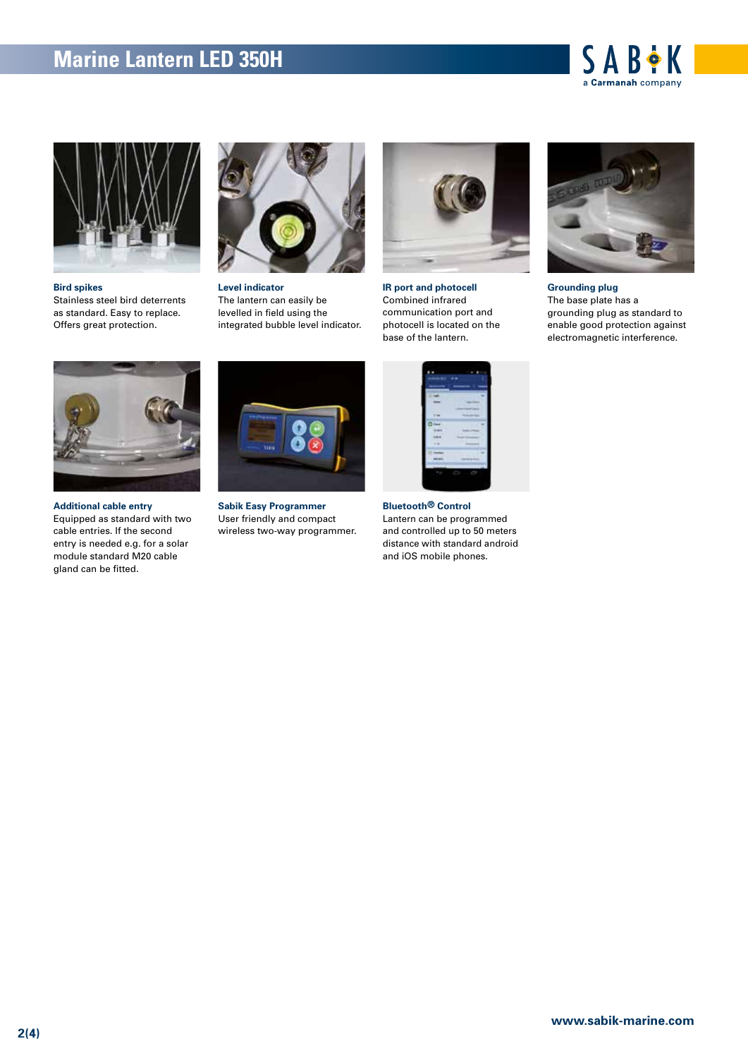# Marine Lantern LED 350H

**Bird spikes**
Stainless steel bird deterrents as standard. Easy to replace. Offers great protection.

**Level indicator**
The lantern can easily be levelled in field using the integrated bubble level indicator.

**IR port and photocell**
Combined infrared communication port and photocell is located on the base of the lantern.

**Grounding plug**
The base plate has a grounding plug as standard to enable good protection against electromagnetic interference.

**Additional cable entry**
Equipped as standard with two cable entries. If the second entry is needed e.g. for a solar module standard M20 cable gland can be fitted.

**Sabik Easy Programmer**
User friendly and compact wireless two-way programmer.

**Bluetooth® Control**
Lantern can be programmed and controlled up to 50 meters distance with standard android and iOS mobile phones.

www.sabik-marine.com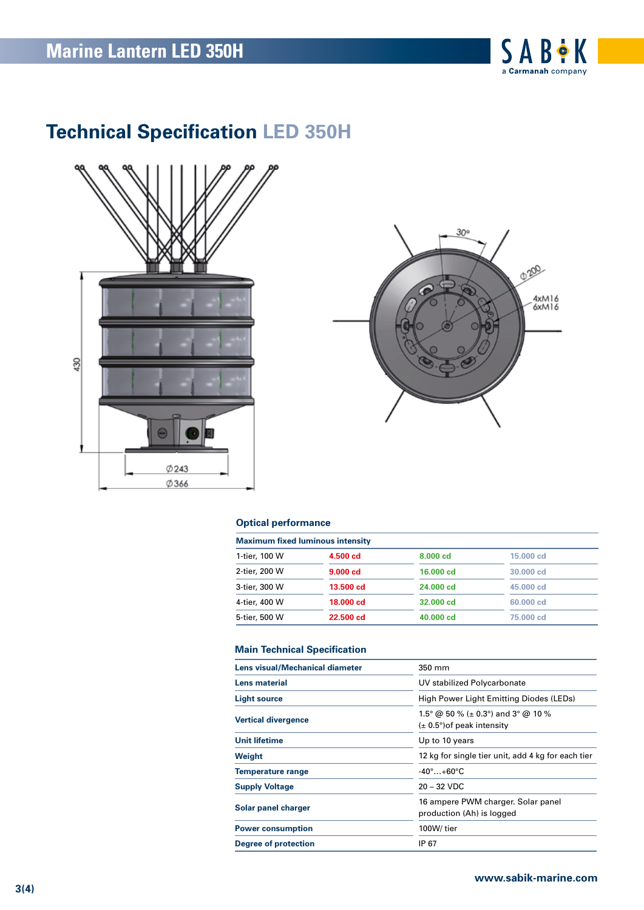# Technical Specification LED 350H

## Optical performance

| Maximum fixed luminous intensity | | | |
|---|---|---|---|
| 1-tier, 100 W | 4.500 cd | 8.000 cd | 15.000 cd |
| 2-tier, 200 W | 9.000 cd | 16.000 cd | 30.000 cd |
| 3-tier, 300 W | 13.500 cd | 24.000 cd | 45.000 cd |
| 4-tier, 400 W | 18.000 cd | 32.000 cd | 60.000 cd |
| 5-tier, 500 W | 22.500 cd | 40.000 cd | 75.000 cd |

## Main Technical Specification

| | |
|---|---|
| **Lens visual/Mechanical diameter** | 350 mm |
| **Lens material** | UV stabilized Polycarbonate |
| **Light source** | High Power Light Emitting Diodes (LEDs) |
| **Vertical divergence** | 1.5° @ 50 % (± 0.3°) and 3° @ 10 % (± 0.5°)of peak intensity |
| **Unit lifetime** | Up to 10 years |
| **Weight** | 12 kg for single tier unit, add 4 kg for each tier |
| **Temperature range** | -40°…+60°C |
| **Supply Voltage** | 20 – 32 VDC |
| **Solar panel charger** | 16 ampere PWM charger. Solar panel production (Ah) is logged |
| **Power consumption** | 100W/ tier |
| **Degree of protection** | IP 67 |

www.sabik-marine.com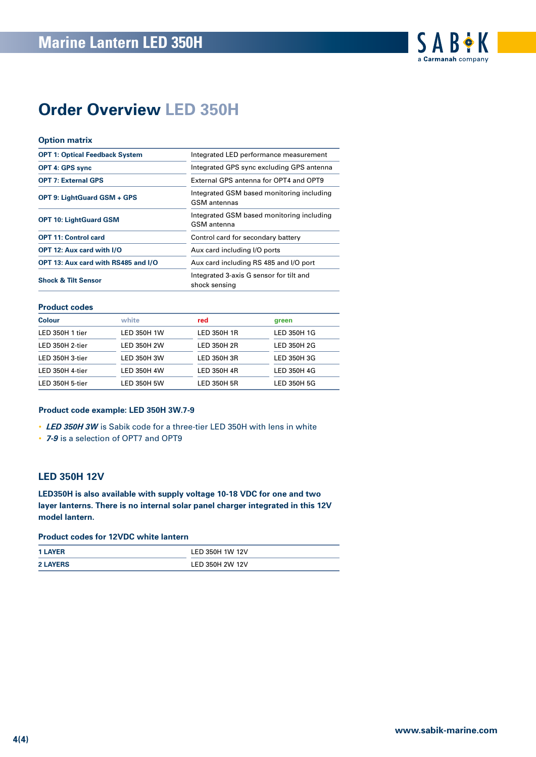# Order Overview LED 350H

### Option matrix

| | |
|---|---|
| **OPT 1: Optical Feedback System** | Integrated LED performance measurement |
| **OPT 4: GPS sync** | Integrated GPS sync excluding GPS antenna |
| **OPT 7: External GPS** | External GPS antenna for OPT4 and OPT9 |
| **OPT 9: LightGuard GSM + GPS** | Integrated GSM based monitoring including GSM antennas |
| **OPT 10: LightGuard GSM** | Integrated GSM based monitoring including GSM antenna |
| **OPT 11: Control card** | Control card for secondary battery |
| **OPT 12: Aux card with I/O** | Aux card including I/O ports |
| **OPT 13: Aux card with RS485 and I/O** | Aux card including RS 485 and I/O port |
| **Shock & Tilt Sensor** | Integrated 3-axis G sensor for tilt and shock sensing |

### Product codes

| Colour | white | red | green |
|---|---|---|---|
| LED 350H 1 tier | LED 350H 1W | LED 350H 1R | LED 350H 1G |
| LED 350H 2-tier | LED 350H 2W | LED 350H 2R | LED 350H 2G |
| LED 350H 3-tier | LED 350H 3W | LED 350H 3R | LED 350H 3G |
| LED 350H 4-tier | LED 350H 4W | LED 350H 4R | LED 350H 4G |
| LED 350H 5-tier | LED 350H 5W | LED 350H 5R | LED 350H 5G |

**Product code example: LED 350H 3W.7-9**

- ***LED 350H 3W*** is Sabik code for a three-tier LED 350H with lens in white
- ***7-9*** is a selection of OPT7 and OPT9

## LED 350H 12V

**LED350H is also available with supply voltage 10-18 VDC for one and two layer lanterns. There is no internal solar panel charger integrated in this 12V model lantern.**

### Product codes for 12VDC white lantern

| | |
|---|---|
| **1 LAYER** | LED 350H 1W 12V |
| **2 LAYERS** | LED 350H 2W 12V |